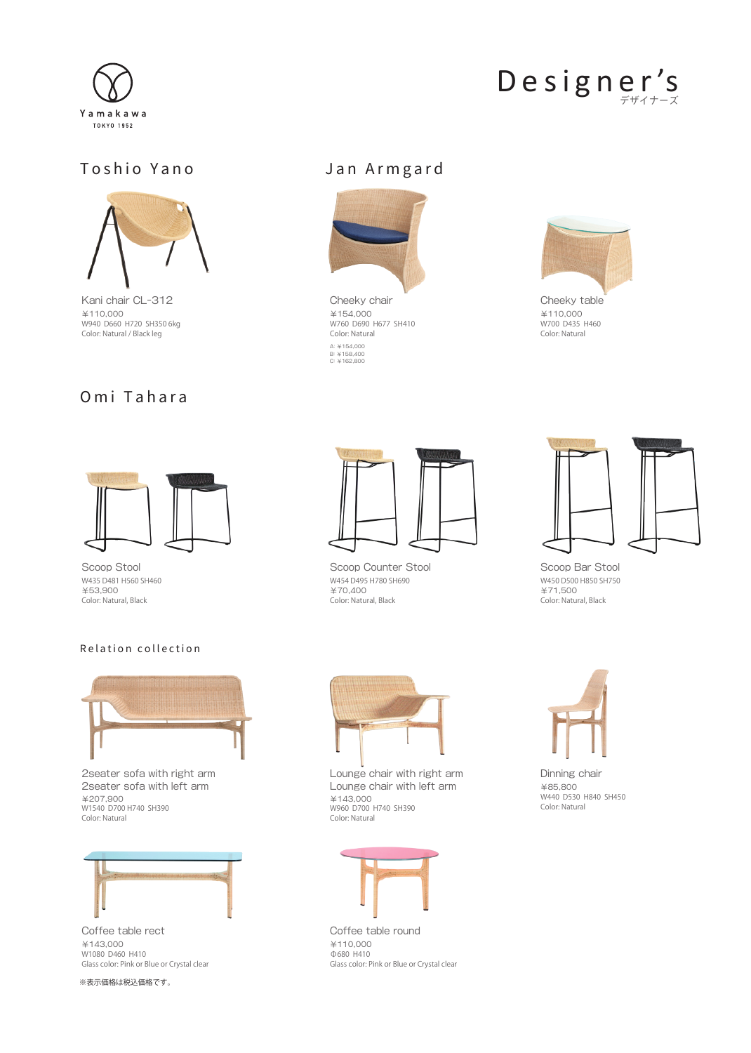Yamakawa
TOKYO 1952

# Designer's
デザイナーズ

## Toshio Yano

Kani chair CL-312
¥110,000
W940 D660 H720 SH350 6kg
Color: Natural / Black leg

## Jan Armgard

Cheeky chair
¥154,000
W760 D690 H677 SH410
Color: Natural

A: ¥154,000
B: ¥158,400
C: ¥162,800

Cheeky table
¥110,000
W700 D435 H460
Color: Natural

## Omi Tahara

Scoop Stool
W435 D481 H560 SH460
¥53,900
Color: Natural, Black

Scoop Counter Stool
W454 D495 H780 SH690
¥70,400
Color: Natural, Black

Scoop Bar Stool
W450 D500 H850 SH750
¥71,500
Color: Natural, Black

### Relation collection

2seater sofa with right arm
2seater sofa with left arm
¥207,900
W1540 D700 H740 SH390
Color: Natural

Lounge chair with right arm
Lounge chair with left arm
¥143,000
W960 D700 H740 SH390
Color: Natural

Dinning chair
¥85,800
W440 D530 H840 SH450
Color: Natural

Coffee table rect
¥143,000
W1080 D460 H410
Glass color: Pink or Blue or Crystal clear

Coffee table round
¥110,000
Φ680 H410
Glass color: Pink or Blue or Crystal clear

※表示価格は税込価格です。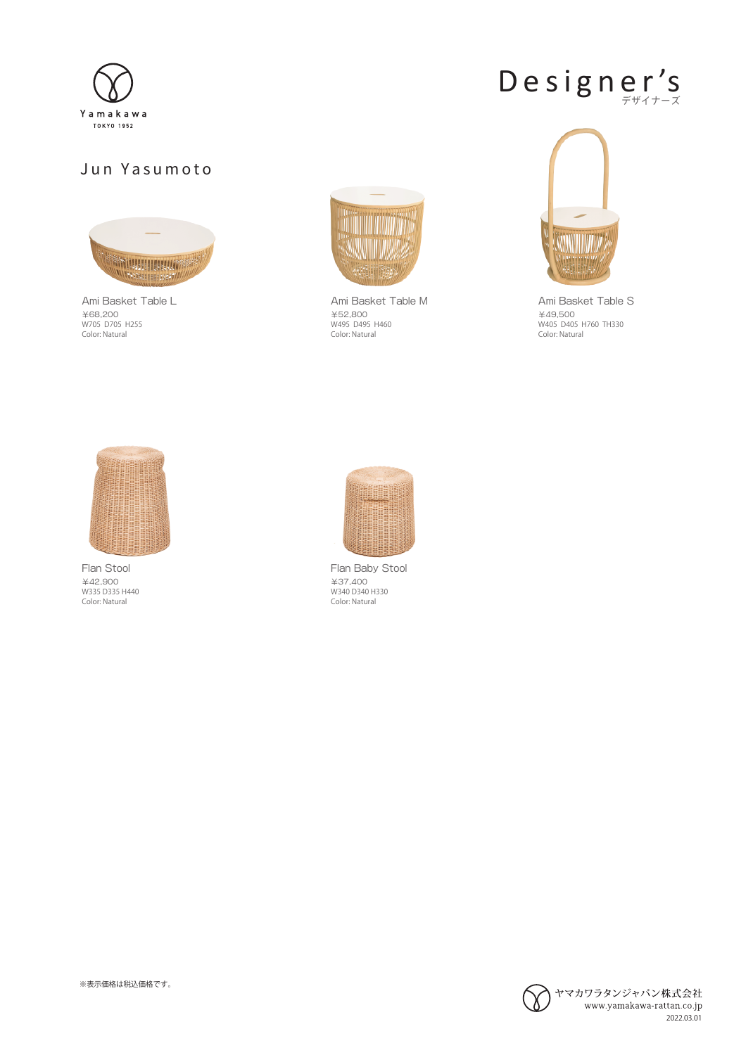Yamakawa
TOKYO 1952

# Designer's
デザイナーズ

## Jun Yasumoto

**Ami Basket Table L**
¥68,200
W705 D705 H255
Color: Natural

**Ami Basket Table M**
¥52,800
W495 D495 H460
Color: Natural

**Ami Basket Table S**
¥49,500
W405 D405 H760 TH330
Color: Natural

**Flan Stool**
¥42,900
W335 D335 H440
Color: Natural

**Flan Baby Stool**
¥37,400
W340 D340 H330
Color: Natural

※表示価格は税込価格です。

ヤマカワラタンジャパン株式会社
www.yamakawa-rattan.co.jp
2022.03.01